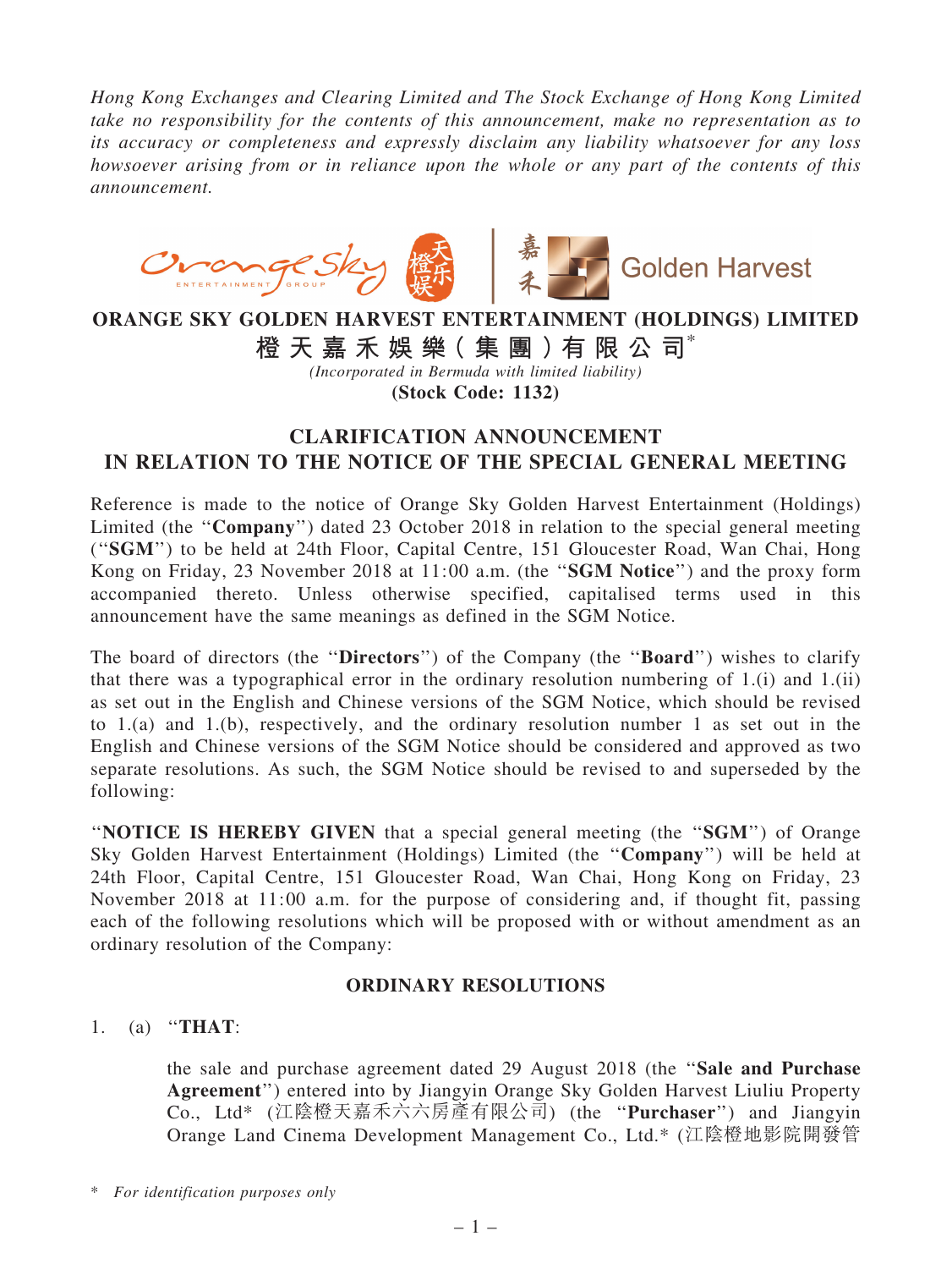*Hong Kong Exchanges and Clearing Limited and The Stock Exchange of Hong Kong Limited take no responsibility for the contents of this announcement, make no representation as to its accuracy or completeness and expressly disclaim any liability whatsoever for any loss howsoever arising from or in reliance upon the whole or any part of the contents of this announcement.*

**ORANGE SKY GOLDEN HARVEST ENTERTAINMENT (HOLDINGS) LIMITED**

**橙天嘉禾娛樂（集團）有限公司***

*(Incorporated in Bermuda with limited liability)*

**(Stock Code: 1132)**

## CLARIFICATION ANNOUNCEMENT IN RELATION TO THE NOTICE OF THE SPECIAL GENERAL MEETING

Reference is made to the notice of Orange Sky Golden Harvest Entertainment (Holdings) Limited (the "**Company**") dated 23 October 2018 in relation to the special general meeting ("**SGM**") to be held at 24th Floor, Capital Centre, 151 Gloucester Road, Wan Chai, Hong Kong on Friday, 23 November 2018 at 11:00 a.m. (the "**SGM Notice**") and the proxy form accompanied thereto. Unless otherwise specified, capitalised terms used in this announcement have the same meanings as defined in the SGM Notice.

The board of directors (the "**Directors**") of the Company (the "**Board**") wishes to clarify that there was a typographical error in the ordinary resolution numbering of 1.(i) and 1.(ii) as set out in the English and Chinese versions of the SGM Notice, which should be revised to 1.(a) and 1.(b), respectively, and the ordinary resolution number 1 as set out in the English and Chinese versions of the SGM Notice should be considered and approved as two separate resolutions. As such, the SGM Notice should be revised to and superseded by the following:

"**NOTICE IS HEREBY GIVEN** that a special general meeting (the "**SGM**") of Orange Sky Golden Harvest Entertainment (Holdings) Limited (the "**Company**") will be held at 24th Floor, Capital Centre, 151 Gloucester Road, Wan Chai, Hong Kong on Friday, 23 November 2018 at 11:00 a.m. for the purpose of considering and, if thought fit, passing each of the following resolutions which will be proposed with or without amendment as an ordinary resolution of the Company:

### ORDINARY RESOLUTIONS

1. (a) "**THAT**:

the sale and purchase agreement dated 29 August 2018 (the "**Sale and Purchase Agreement**") entered into by Jiangyin Orange Sky Golden Harvest Liuliu Property Co., Ltd* (江陰橙天嘉禾六六房產有限公司) (the "**Purchaser**") and Jiangyin Orange Land Cinema Development Management Co., Ltd.* (江陰橙地影院開發管

\* *For identification purposes only*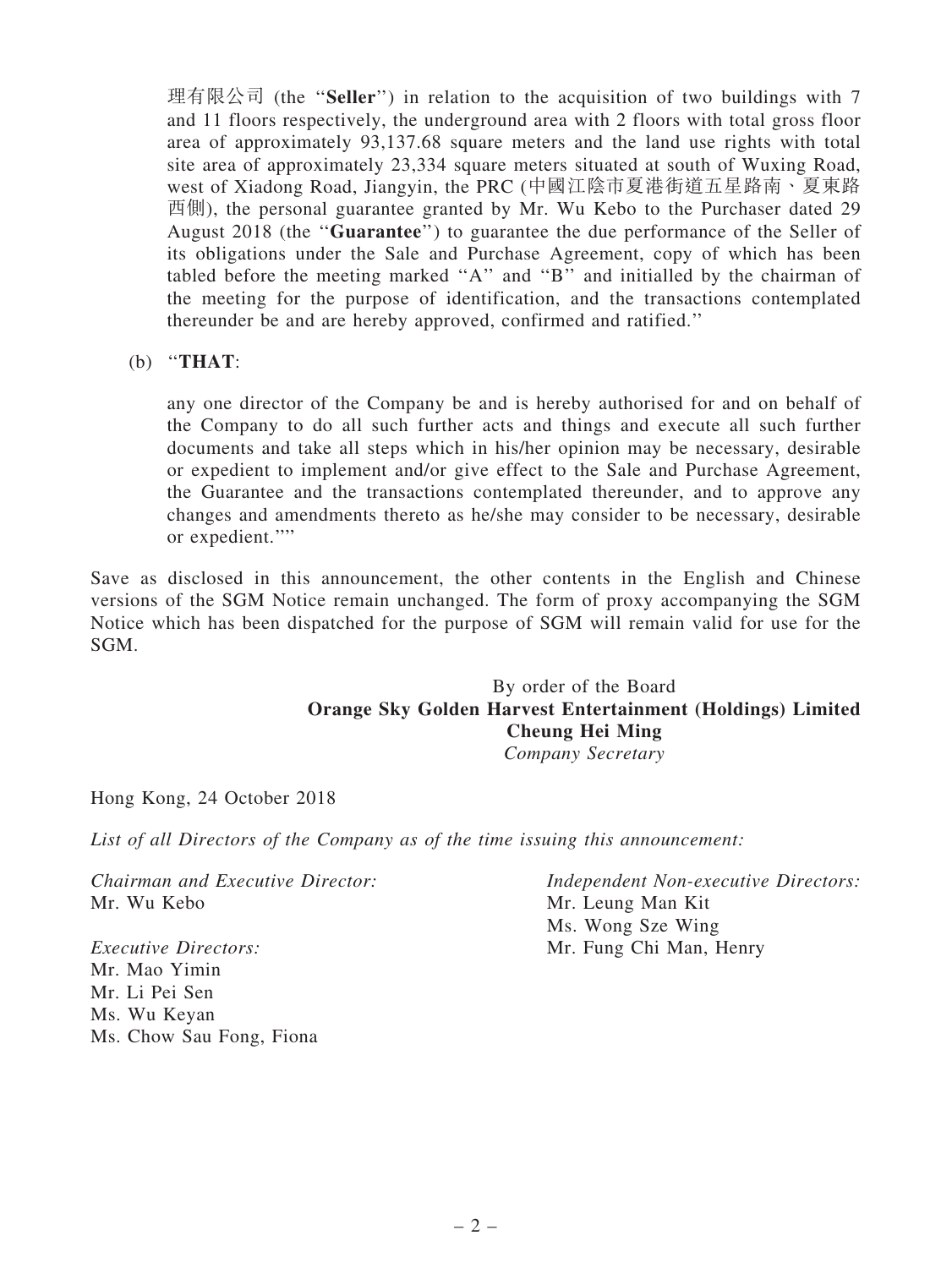理有限公司 (the "**Seller**") in relation to the acquisition of two buildings with 7 and 11 floors respectively, the underground area with 2 floors with total gross floor area of approximately 93,137.68 square meters and the land use rights with total site area of approximately 23,334 square meters situated at south of Wuxing Road, west of Xiadong Road, Jiangyin, the PRC (中國江陰市夏港街道五星路南、夏東路西側), the personal guarantee granted by Mr. Wu Kebo to the Purchaser dated 29 August 2018 (the "**Guarantee**") to guarantee the due performance of the Seller of its obligations under the Sale and Purchase Agreement, copy of which has been tabled before the meeting marked "A" and "B" and initialled by the chairman of the meeting for the purpose of identification, and the transactions contemplated thereunder be and are hereby approved, confirmed and ratified."

(b) "**THAT**:

any one director of the Company be and is hereby authorised for and on behalf of the Company to do all such further acts and things and execute all such further documents and take all steps which in his/her opinion may be necessary, desirable or expedient to implement and/or give effect to the Sale and Purchase Agreement, the Guarantee and the transactions contemplated thereunder, and to approve any changes and amendments thereto as he/she may consider to be necessary, desirable or expedient.""

Save as disclosed in this announcement, the other contents in the English and Chinese versions of the SGM Notice remain unchanged. The form of proxy accompanying the SGM Notice which has been dispatched for the purpose of SGM will remain valid for use for the SGM.

By order of the Board
**Orange Sky Golden Harvest Entertainment (Holdings) Limited**
**Cheung Hei Ming**
*Company Secretary*

Hong Kong, 24 October 2018

*List of all Directors of the Company as of the time issuing this announcement:*

*Chairman and Executive Director:*
Mr. Wu Kebo

*Executive Directors:*
Mr. Mao Yimin
Mr. Li Pei Sen
Ms. Wu Keyan
Ms. Chow Sau Fong, Fiona

*Independent Non-executive Directors:*
Mr. Leung Man Kit
Ms. Wong Sze Wing
Mr. Fung Chi Man, Henry